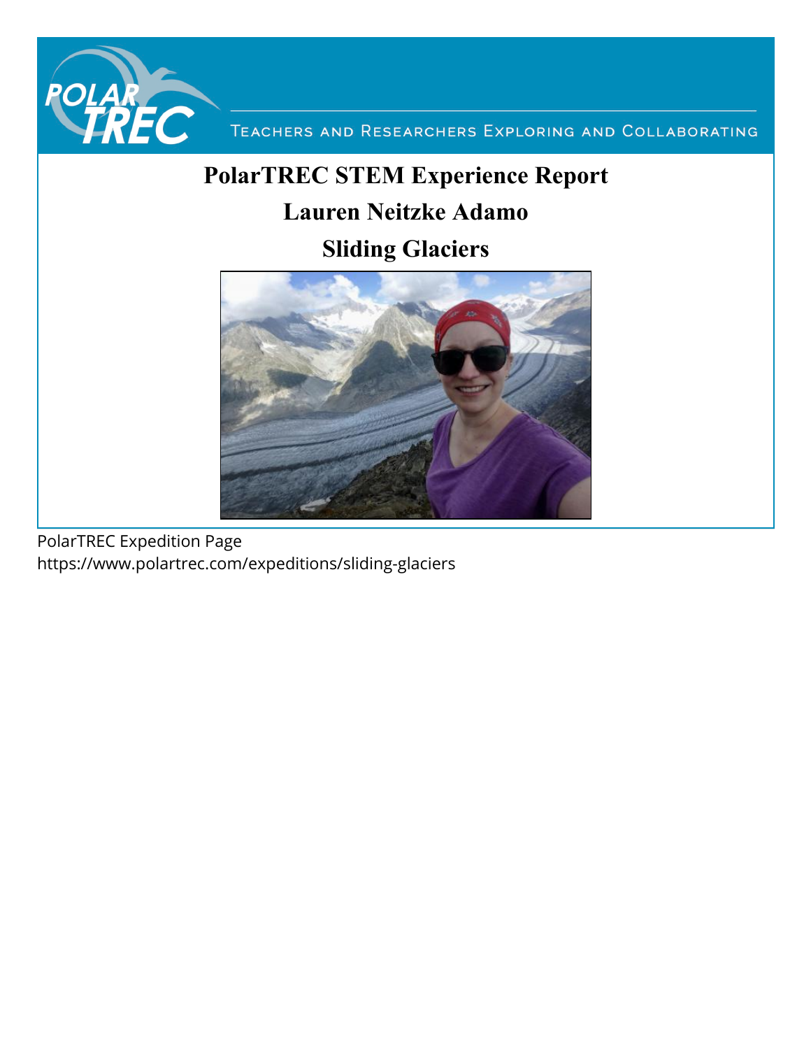TEACHERS AND RESEARCHERS EXPLORING AND COLLABORATING

# PolarTREC STEM Experience Report

## Lauren Neitzke Adamo

## Sliding Glaciers

PolarTREC Expedition Page
https://www.polartrec.com/expeditions/sliding-glaciers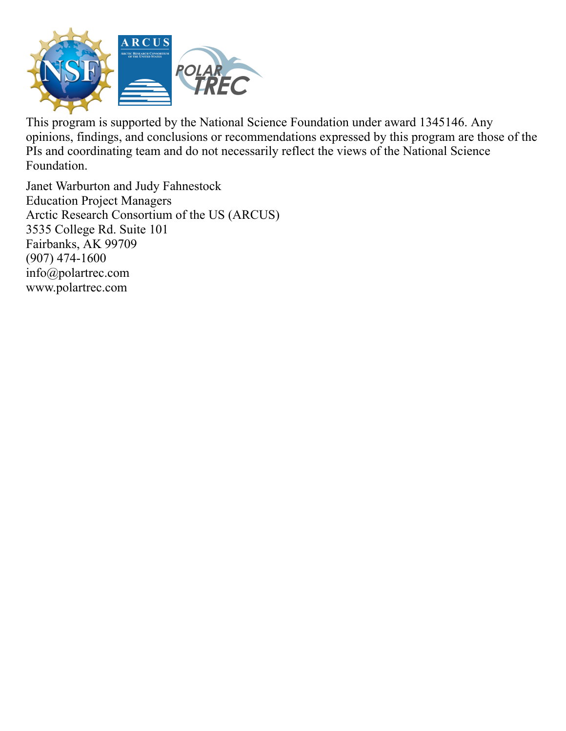This program is supported by the National Science Foundation under award 1345146. Any opinions, findings, and conclusions or recommendations expressed by this program are those of the PIs and coordinating team and do not necessarily reflect the views of the National Science Foundation.

Janet Warburton and Judy Fahnestock  
Education Project Managers  
Arctic Research Consortium of the US (ARCUS)  
3535 College Rd. Suite 101  
Fairbanks, AK 99709  
(907) 474-1600  
info@polartrec.com  
www.polartrec.com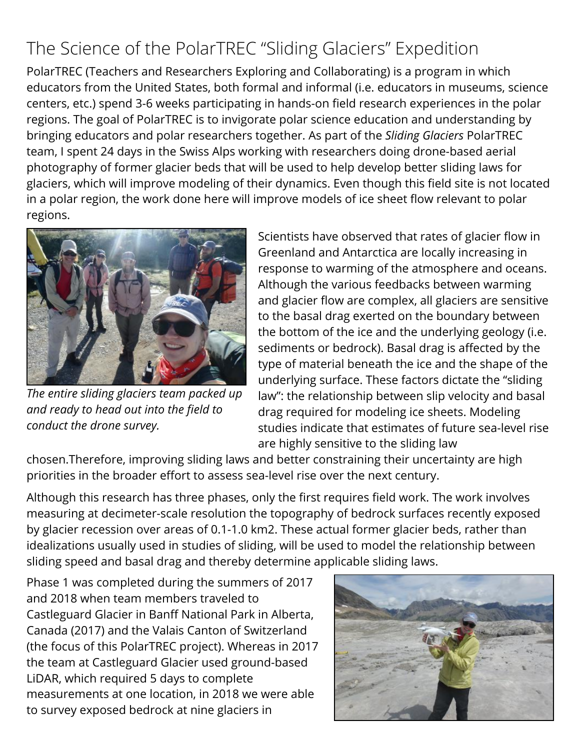# The Science of the PolarTREC "Sliding Glaciers" Expedition

PolarTREC (Teachers and Researchers Exploring and Collaborating) is a program in which educators from the United States, both formal and informal (i.e. educators in museums, science centers, etc.) spend 3-6 weeks participating in hands-on field research experiences in the polar regions. The goal of PolarTREC is to invigorate polar science education and understanding by bringing educators and polar researchers together. As part of the *Sliding Glaciers* PolarTREC team, I spent 24 days in the Swiss Alps working with researchers doing drone-based aerial photography of former glacier beds that will be used to help develop better sliding laws for glaciers, which will improve modeling of their dynamics. Even though this field site is not located in a polar region, the work done here will improve models of ice sheet flow relevant to polar regions.

*The entire sliding glaciers team packed up and ready to head out into the field to conduct the drone survey.*

Scientists have observed that rates of glacier flow in Greenland and Antarctica are locally increasing in response to warming of the atmosphere and oceans. Although the various feedbacks between warming and glacier flow are complex, all glaciers are sensitive to the basal drag exerted on the boundary between the bottom of the ice and the underlying geology (i.e. sediments or bedrock). Basal drag is affected by the type of material beneath the ice and the shape of the underlying surface. These factors dictate the "sliding law": the relationship between slip velocity and basal drag required for modeling ice sheets. Modeling studies indicate that estimates of future sea-level rise are highly sensitive to the sliding law chosen.Therefore, improving sliding laws and better constraining their uncertainty are high priorities in the broader effort to assess sea-level rise over the next century.

Although this research has three phases, only the first requires field work. The work involves measuring at decimeter-scale resolution the topography of bedrock surfaces recently exposed by glacier recession over areas of 0.1-1.0 km2. These actual former glacier beds, rather than idealizations usually used in studies of sliding, will be used to model the relationship between sliding speed and basal drag and thereby determine applicable sliding laws.

Phase 1 was completed during the summers of 2017 and 2018 when team members traveled to Castleguard Glacier in Banff National Park in Alberta, Canada (2017) and the Valais Canton of Switzerland (the focus of this PolarTREC project). Whereas in 2017 the team at Castleguard Glacier used ground-based LiDAR, which required 5 days to complete measurements at one location, in 2018 we were able to survey exposed bedrock at nine glaciers in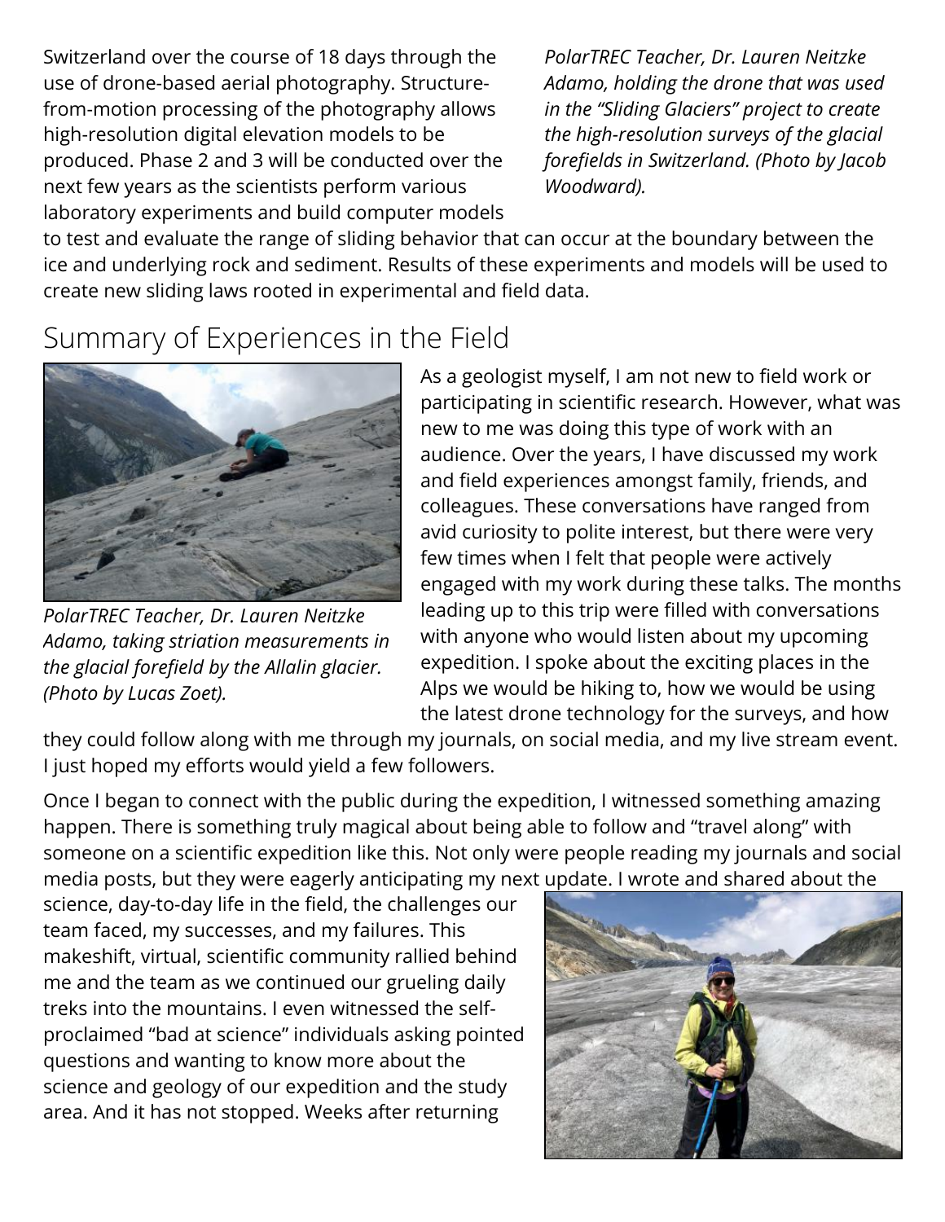Switzerland over the course of 18 days through the use of drone-based aerial photography. Structure-from-motion processing of the photography allows high-resolution digital elevation models to be produced. Phase 2 and 3 will be conducted over the next few years as the scientists perform various laboratory experiments and build computer models to test and evaluate the range of sliding behavior that can occur at the boundary between the ice and underlying rock and sediment. Results of these experiments and models will be used to create new sliding laws rooted in experimental and field data.

*PolarTREC Teacher, Dr. Lauren Neitzke Adamo, holding the drone that was used in the "Sliding Glaciers" project to create the high-resolution surveys of the glacial forefields in Switzerland. (Photo by Jacob Woodward).*

## Summary of Experiences in the Field

*PolarTREC Teacher, Dr. Lauren Neitzke Adamo, taking striation measurements in the glacial forefield by the Allalin glacier. (Photo by Lucas Zoet).*

As a geologist myself, I am not new to field work or participating in scientific research. However, what was new to me was doing this type of work with an audience. Over the years, I have discussed my work and field experiences amongst family, friends, and colleagues. These conversations have ranged from avid curiosity to polite interest, but there were very few times when I felt that people were actively engaged with my work during these talks. The months leading up to this trip were filled with conversations with anyone who would listen about my upcoming expedition. I spoke about the exciting places in the Alps we would be hiking to, how we would be using the latest drone technology for the surveys, and how they could follow along with me through my journals, on social media, and my live stream event. I just hoped my efforts would yield a few followers.

Once I began to connect with the public during the expedition, I witnessed something amazing happen. There is something truly magical about being able to follow and "travel along" with someone on a scientific expedition like this. Not only were people reading my journals and social media posts, but they were eagerly anticipating my next update. I wrote and shared about the science, day-to-day life in the field, the challenges our team faced, my successes, and my failures. This makeshift, virtual, scientific community rallied behind me and the team as we continued our grueling daily treks into the mountains. I even witnessed the self-proclaimed "bad at science" individuals asking pointed questions and wanting to know more about the science and geology of our expedition and the study area. And it has not stopped. Weeks after returning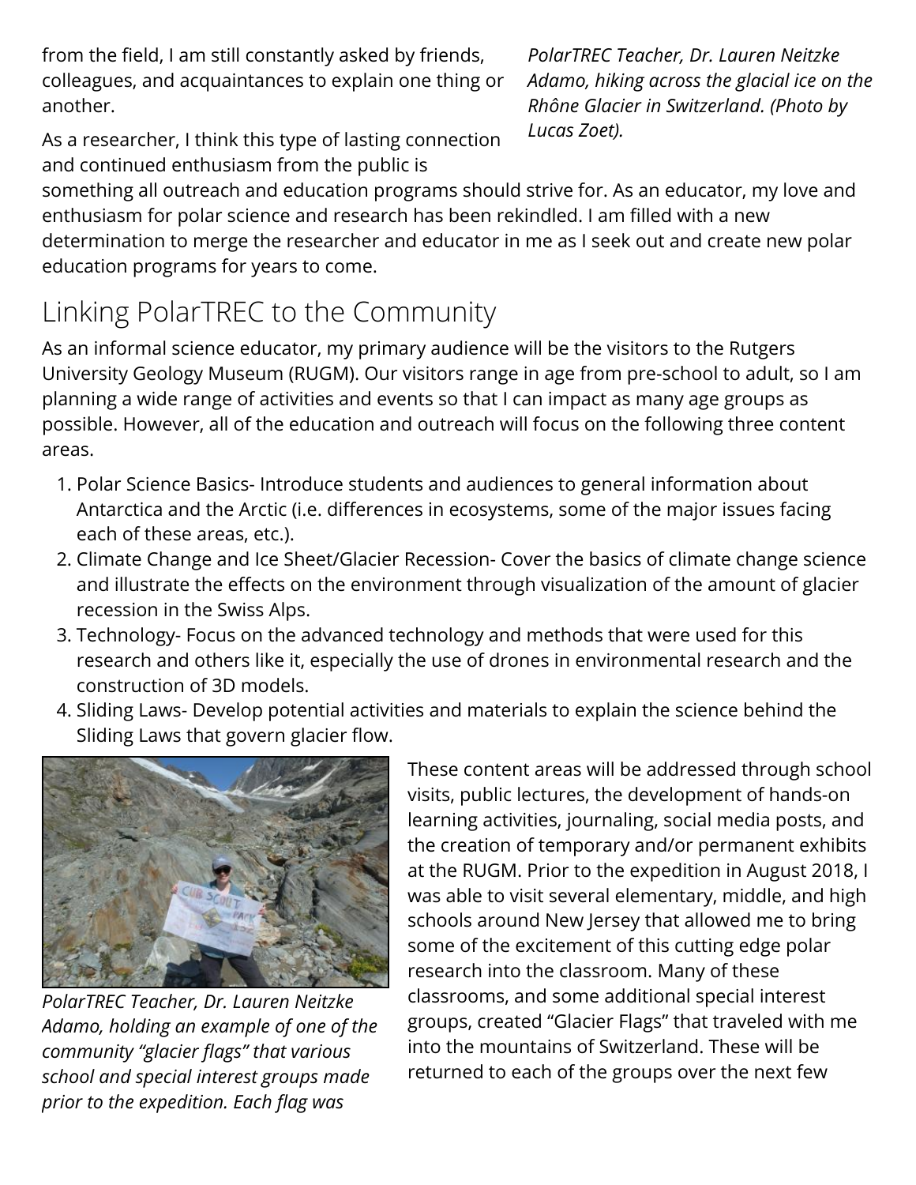from the field, I am still constantly asked by friends, colleagues, and acquaintances to explain one thing or another.

*PolarTREC Teacher, Dr. Lauren Neitzke Adamo, hiking across the glacial ice on the Rhône Glacier in Switzerland. (Photo by Lucas Zoet).*

As a researcher, I think this type of lasting connection and continued enthusiasm from the public is something all outreach and education programs should strive for. As an educator, my love and enthusiasm for polar science and research has been rekindled. I am filled with a new determination to merge the researcher and educator in me as I seek out and create new polar education programs for years to come.

## Linking PolarTREC to the Community

As an informal science educator, my primary audience will be the visitors to the Rutgers University Geology Museum (RUGM). Our visitors range in age from pre-school to adult, so I am planning a wide range of activities and events so that I can impact as many age groups as possible. However, all of the education and outreach will focus on the following three content areas.

1. Polar Science Basics- Introduce students and audiences to general information about Antarctica and the Arctic (i.e. differences in ecosystems, some of the major issues facing each of these areas, etc.).
2. Climate Change and Ice Sheet/Glacier Recession- Cover the basics of climate change science and illustrate the effects on the environment through visualization of the amount of glacier recession in the Swiss Alps.
3. Technology- Focus on the advanced technology and methods that were used for this research and others like it, especially the use of drones in environmental research and the construction of 3D models.
4. Sliding Laws- Develop potential activities and materials to explain the science behind the Sliding Laws that govern glacier flow.

*PolarTREC Teacher, Dr. Lauren Neitzke Adamo, holding an example of one of the community "glacier flags" that various school and special interest groups made prior to the expedition. Each flag was*

These content areas will be addressed through school visits, public lectures, the development of hands-on learning activities, journaling, social media posts, and the creation of temporary and/or permanent exhibits at the RUGM. Prior to the expedition in August 2018, I was able to visit several elementary, middle, and high schools around New Jersey that allowed me to bring some of the excitement of this cutting edge polar research into the classroom. Many of these classrooms, and some additional special interest groups, created "Glacier Flags" that traveled with me into the mountains of Switzerland. These will be returned to each of the groups over the next few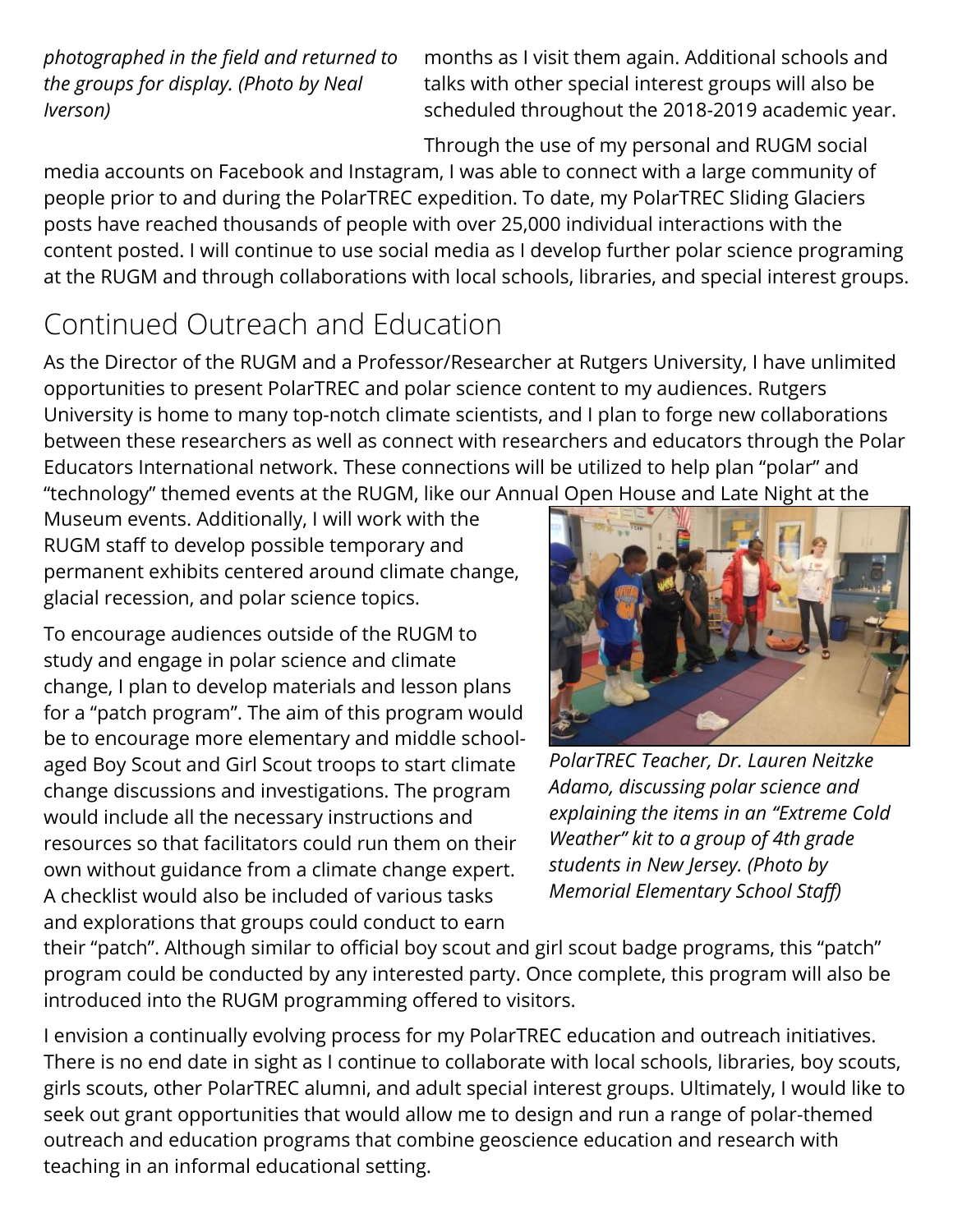*photographed in the field and returned to the groups for display. (Photo by Neal Iverson)*

months as I visit them again. Additional schools and talks with other special interest groups will also be scheduled throughout the 2018-2019 academic year.

Through the use of my personal and RUGM social media accounts on Facebook and Instagram, I was able to connect with a large community of people prior to and during the PolarTREC expedition. To date, my PolarTREC Sliding Glaciers posts have reached thousands of people with over 25,000 individual interactions with the content posted. I will continue to use social media as I develop further polar science programing at the RUGM and through collaborations with local schools, libraries, and special interest groups.

## Continued Outreach and Education

As the Director of the RUGM and a Professor/Researcher at Rutgers University, I have unlimited opportunities to present PolarTREC and polar science content to my audiences. Rutgers University is home to many top-notch climate scientists, and I plan to forge new collaborations between these researchers as well as connect with researchers and educators through the Polar Educators International network. These connections will be utilized to help plan "polar" and "technology" themed events at the RUGM, like our Annual Open House and Late Night at the Museum events. Additionally, I will work with the RUGM staff to develop possible temporary and permanent exhibits centered around climate change, glacial recession, and polar science topics.

To encourage audiences outside of the RUGM to study and engage in polar science and climate change, I plan to develop materials and lesson plans for a "patch program". The aim of this program would be to encourage more elementary and middle school-aged Boy Scout and Girl Scout troops to start climate change discussions and investigations. The program would include all the necessary instructions and resources so that facilitators could run them on their own without guidance from a climate change expert. A checklist would also be included of various tasks and explorations that groups could conduct to earn their "patch". Although similar to official boy scout and girl scout badge programs, this "patch" program could be conducted by any interested party. Once complete, this program will also be introduced into the RUGM programming offered to visitors.

*PolarTREC Teacher, Dr. Lauren Neitzke Adamo, discussing polar science and explaining the items in an "Extreme Cold Weather" kit to a group of 4th grade students in New Jersey. (Photo by Memorial Elementary School Staff)*

I envision a continually evolving process for my PolarTREC education and outreach initiatives. There is no end date in sight as I continue to collaborate with local schools, libraries, boy scouts, girls scouts, other PolarTREC alumni, and adult special interest groups. Ultimately, I would like to seek out grant opportunities that would allow me to design and run a range of polar-themed outreach and education programs that combine geoscience education and research with teaching in an informal educational setting.